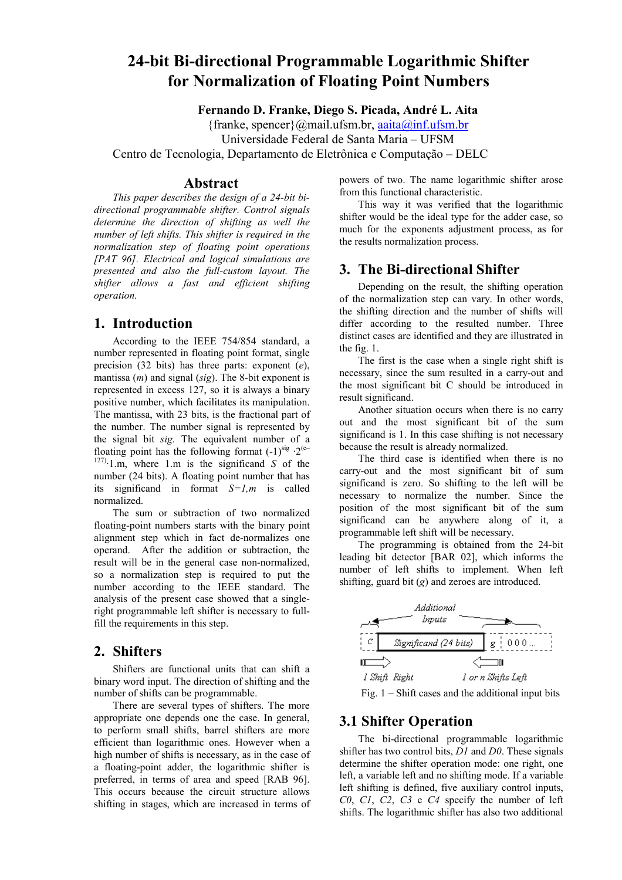# 24-bit Bi-directional Programmable Logarithmic Shifter for Normalization of Floating Point Numbers

**Fernando D. Franke, Diego S. Picada, André L. Aita**

{franke, spencer}@mail.ufsm.br, aaita@inf.ufsm.br

Universidade Federal de Santa Maria – UFSM

Centro de Tecnologia, Departamento de Eletrônica e Computação – DELC

## Abstract

*This paper describes the design of a 24-bit bi-directional programmable shifter. Control signals determine the direction of shifting as well the number of left shifts. This shifter is required in the normalization step of floating point operations [PAT 96]. Electrical and logical simulations are presented and also the full-custom layout. The shifter allows a fast and efficient shifting operation.*

## 1. Introduction

According to the IEEE 754/854 standard, a number represented in floating point format, single precision (32 bits) has three parts: exponent (*e*), mantissa (*m*) and signal (*sig*). The 8-bit exponent is represented in excess 127, so it is always a binary positive number, which facilitates its manipulation. The mantissa, with 23 bits, is the fractional part of the number. The number signal is represented by the signal bit *sig.* The equivalent number of a floating point has the following format $(-1)^{sig} \cdot 2^{(e-127)} \cdot 1.m$, where 1.m is the significand *S* of the number (24 bits). A floating point number that has its significand in format *S=1,m* is called normalized.

The sum or subtraction of two normalized floating-point numbers starts with the binary point alignment step which in fact de-normalizes one operand. After the addition or subtraction, the result will be in the general case non-normalized, so a normalization step is required to put the number according to the IEEE standard. The analysis of the present case showed that a single-right programmable left shifter is necessary to full-fill the requirements in this step.

## 2. Shifters

Shifters are functional units that can shift a binary word input. The direction of shifting and the number of shifts can be programmable.

There are several types of shifters. The more appropriate one depends one the case. In general, to perform small shifts, barrel shifters are more efficient than logarithmic ones. However when a high number of shifts is necessary, as in the case of a floating-point adder, the logarithmic shifter is preferred, in terms of area and speed [RAB 96]. This occurs because the circuit structure allows shifting in stages, which are increased in terms of powers of two. The name logarithmic shifter arose from this functional characteristic.

This way it was verified that the logarithmic shifter would be the ideal type for the adder case, so much for the exponents adjustment process, as for the results normalization process.

## 3. The Bi-directional Shifter

Depending on the result, the shifting operation of the normalization step can vary. In other words, the shifting direction and the number of shifts will differ according to the resulted number. Three distinct cases are identified and they are illustrated in the fig. 1.

The first is the case when a single right shift is necessary, since the sum resulted in a carry-out and the most significant bit C should be introduced in result significand.

Another situation occurs when there is no carry out and the most significant bit of the sum significand is 1. In this case shifting is not necessary because the result is already normalized.

The third case is identified when there is no carry-out and the most significant bit of sum significand is zero. So shifting to the left will be necessary to normalize the number. Since the position of the most significant bit of the sum significand can be anywhere along of it, a programmable left shift will be necessary.

The programming is obtained from the 24-bit leading bit detector [BAR 02], which informs the number of left shifts to implement. When left shifting, guard bit (*g*) and zeroes are introduced.

Additional Inputs

C | Significand (24 bits) | g | 0 0 0 ...

1 Shift Right | 1 or n Shifts Left

Fig. 1 – Shift cases and the additional input bits

## 3.1 Shifter Operation

The bi-directional programmable logarithmic shifter has two control bits, *D1* and *D0*. These signals determine the shifter operation mode: one right, one left, a variable left and no shifting mode. If a variable left shifting is defined, five auxiliary control inputs, *C0*, *C1*, *C2*, *C3* e *C4* specify the number of left shifts. The logarithmic shifter has also two additional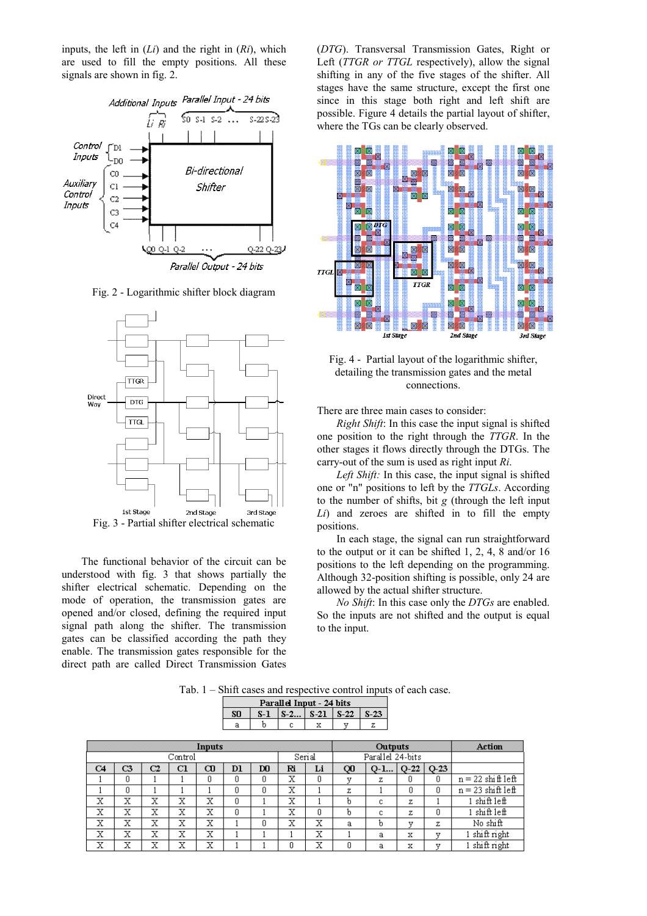inputs, the left in (*Li*) and the right in (*Ri*), which are used to fill the empty positions. All these signals are shown in fig. 2.

Fig. 2 - Logarithmic shifter block diagram

Fig. 3 - Partial shifter electrical schematic

The functional behavior of the circuit can be understood with fig. 3 that shows partially the shifter electrical schematic. Depending on the mode of operation, the transmission gates are opened and/or closed, defining the required input signal path along the shifter. The transmission gates can be classified according the path they enable. The transmission gates responsible for the direct path are called Direct Transmission Gates (*DTG*). Transversal Transmission Gates, Right or Left (*TTGR or TTGL* respectively), allow the signal shifting in any of the five stages of the shifter. All stages have the same structure, except the first one since in this stage both right and left shift are possible. Figure 4 details the partial layout of shifter, where the TGs can be clearly observed.

Fig. 4 - Partial layout of the logarithmic shifter, detailing the transmission gates and the metal connections.

There are three main cases to consider:

*Right Shift*: In this case the input signal is shifted one position to the right through the *TTGR*. In the other stages it flows directly through the DTGs. The carry-out of the sum is used as right input *Ri*.

*Left Shift:* In this case, the input signal is shifted one or "n" positions to left by the *TTGLs*. According to the number of shifts, bit *g* (through the left input *Li*) and zeroes are shifted in to fill the empty positions.

In each stage, the signal can run straightforward to the output or it can be shifted 1, 2, 4, 8 and/or 16 positions to the left depending on the programming. Although 32-position shifting is possible, only 24 are allowed by the actual shifter structure.

*No Shift*: In this case only the *DTGs* are enabled. So the inputs are not shifted and the output is equal to the input.

Tab. 1 – Shift cases and respective control inputs of each case.

| Parallel Input - 24 bits | | | | | |
|---|---|---|---|---|---|
| S0 | S-1 | S-2... | S-21 | S-22 | S-23 |
| a | b | c | x | y | z |

| Inputs | | | | | | | | | Outputs | | | | Action |
|---|---|---|---|---|---|---|---|---|---|---|---|---|---|
| Control | | | | | | | Serial | | Parallel 24-bits | | | | |
| C4 | C3 | C2 | C1 | C0 | D1 | D0 | Ri | Li | Q0 | Q-1... | Q-22 | Q-23 | |
| 1 | 0 | 1 | 1 | 0 | 0 | 0 | X | 0 | y | z | 0 | 0 | n = 22 shift left |
| 1 | 0 | 1 | 1 | 1 | 0 | 0 | X | 1 | z | 1 | 0 | 0 | n = 23 shift left |
| X | X | X | X | X | 0 | 1 | X | 1 | b | c | z | 1 | 1 shift left |
| X | X | X | X | X | 0 | 1 | X | 0 | b | c | z | 0 | 1 shift left |
| X | X | X | X | X | 1 | 0 | X | X | a | b | y | z | No shift |
| X | X | X | X | X | 1 | 1 | 1 | X | 1 | a | x | y | 1 shift right |
| X | X | X | X | X | 1 | 1 | 0 | X | 0 | a | x | y | 1 shift right |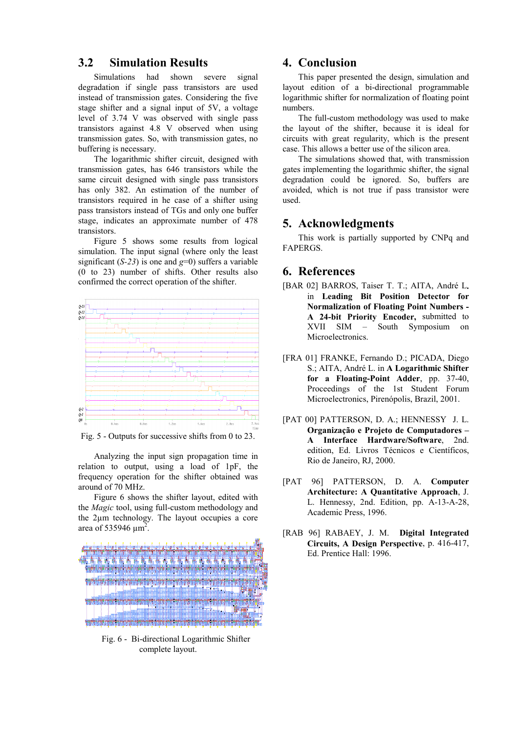### 3.2 Simulation Results

Simulations had shown severe signal degradation if single pass transistors are used instead of transmission gates. Considering the five stage shifter and a signal input of 5V, a voltage level of 3.74 V was observed with single pass transistors against 4.8 V observed when using transmission gates. So, with transmission gates, no buffering is necessary.

The logarithmic shifter circuit, designed with transmission gates, has 646 transistors while the same circuit designed with single pass transistors has only 382. An estimation of the number of transistors required in he case of a shifter using pass transistors instead of TGs and only one buffer stage, indicates an approximate number of 478 transistors.

Figure 5 shows some results from logical simulation. The input signal (where only the least significant (*S-23*) is one and *g*=0) suffers a variable (0 to 23) number of shifts. Other results also confirmed the correct operation of the shifter.

Fig. 5 - Outputs for successive shifts from 0 to 23.

Analyzing the input sign propagation time in relation to output, using a load of 1pF, the frequency operation for the shifter obtained was around of 70 MHz.

Figure 6 shows the shifter layout, edited with the *Magic* tool, using full-custom methodology and the 2µm technology. The layout occupies a core area of 535946 $\mu m^2$.

Fig. 6 - Bi-directional Logarithmic Shifter complete layout.

## 4. Conclusion

This paper presented the design, simulation and layout edition of a bi-directional programmable logarithmic shifter for normalization of floating point numbers.

The full-custom methodology was used to make the layout of the shifter, because it is ideal for circuits with great regularity, which is the present case. This allows a better use of the silicon area.

The simulations showed that, with transmission gates implementing the logarithmic shifter, the signal degradation could be ignored. So, buffers are avoided, which is not true if pass transistor were used.

## 5. Acknowledgments

This work is partially supported by CNPq and FAPERGS.

## 6. References

[BAR 02] BARROS, Taiser T. T.; AITA, André L. in **Leading Bit Position Detector for Normalization of Floating Point Numbers - A 24-bit Priority Encoder,** submitted to XVII SIM – South Symposium on Microelectronics.

[FRA 01] FRANKE, Fernando D.; PICADA, Diego S.; AITA, André L. in **A Logarithmic Shifter for a Floating-Point Adder**, pp. 37-40, Proceedings of the 1st Student Forum Microelectronics, Pirenópolis, Brazil, 2001.

[PAT 00] PATTERSON, D. A.; HENNESSY J. L. **Organização e Projeto de Computadores – A Interface Hardware/Software**, 2nd. edition, Ed. Livros Técnicos e Científicos, Rio de Janeiro, RJ, 2000.

[PAT 96] PATTERSON, D. A. **Computer Architecture: A Quantitative Approach**, J. L. Hennessy, 2nd. Edition, pp. A-13-A-28, Academic Press, 1996.

[RAB 96] RABAEY, J. M. **Digital Integrated Circuits, A Design Perspective**, p. 416-417, Ed. Prentice Hall: 1996.